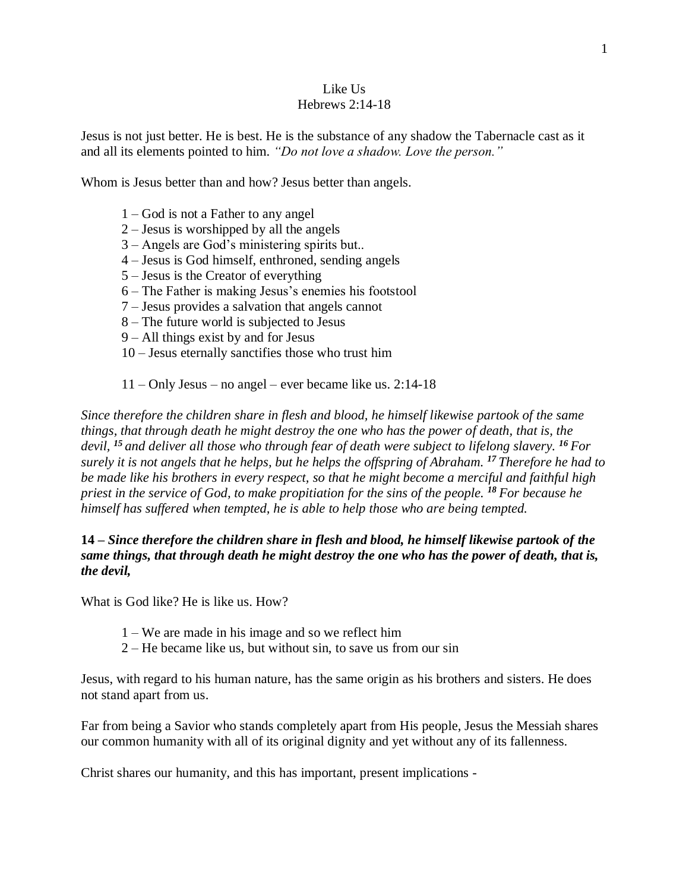# Like Us
## Hebrews 2:14-18

Jesus is not just better. He is best. He is the substance of any shadow the Tabernacle cast as it and all its elements pointed to him. *"Do not love a shadow. Love the person."*

Whom is Jesus better than and how? Jesus better than angels.

1 – God is not a Father to any angel
2 – Jesus is worshipped by all the angels
3 – Angels are God's ministering spirits but..
4 – Jesus is God himself, enthroned, sending angels
5 – Jesus is the Creator of everything
6 – The Father is making Jesus's enemies his footstool
7 – Jesus provides a salvation that angels cannot
8 – The future world is subjected to Jesus
9 – All things exist by and for Jesus
10 – Jesus eternally sanctifies those who trust him

11 – Only Jesus – no angel – ever became like us. 2:14-18

*Since therefore the children share in flesh and blood, he himself likewise partook of the same things, that through death he might destroy the one who has the power of death, that is, the devil, **15** and deliver all those who through fear of death were subject to lifelong slavery. **16** For surely it is not angels that he helps, but he helps the offspring of Abraham. **17** Therefore he had to be made like his brothers in every respect, so that he might become a merciful and faithful high priest in the service of God, to make propitiation for the sins of the people. **18** For because he himself has suffered when tempted, he is able to help those who are being tempted.*

**14 – *Since therefore the children share in flesh and blood, he himself likewise partook of the same things, that through death he might destroy the one who has the power of death, that is, the devil,***

What is God like? He is like us. How?

1 – We are made in his image and so we reflect him
2 – He became like us, but without sin, to save us from our sin

Jesus, with regard to his human nature, has the same origin as his brothers and sisters. He does not stand apart from us.

Far from being a Savior who stands completely apart from His people, Jesus the Messiah shares our common humanity with all of its original dignity and yet without any of its fallenness.

Christ shares our humanity, and this has important, present implications -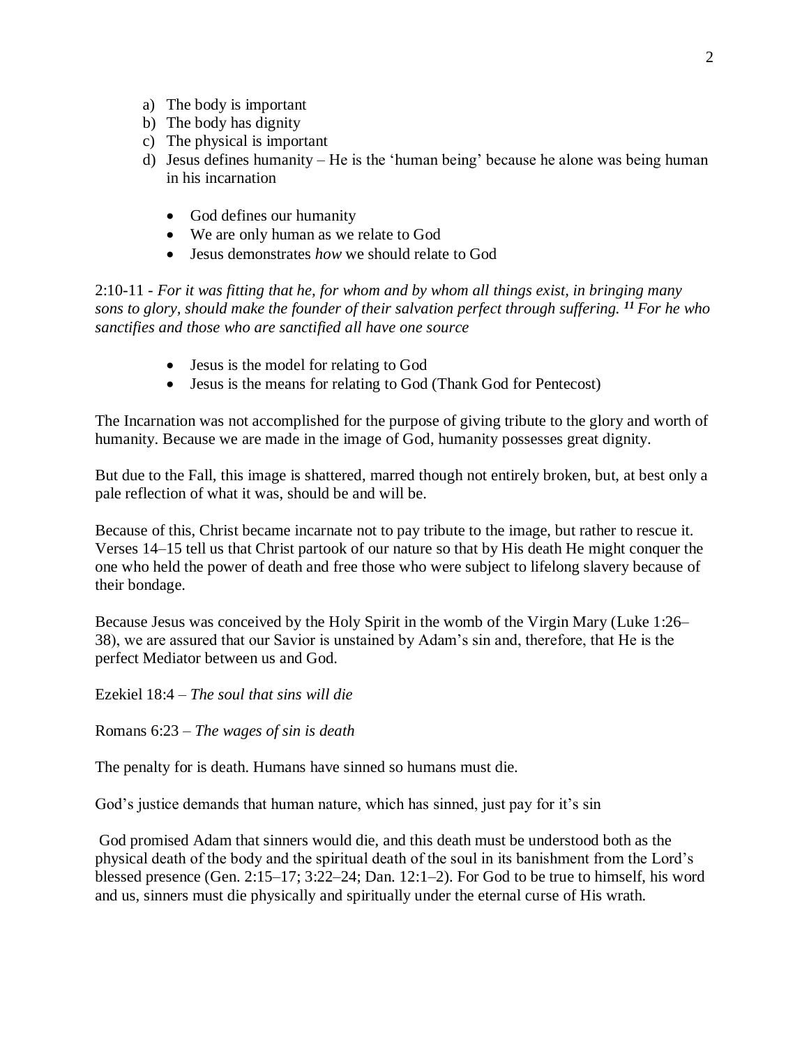a) The body is important
b) The body has dignity
c) The physical is important
d) Jesus defines humanity – He is the 'human being' because he alone was being human in his incarnation

    - God defines our humanity
    - We are only human as we relate to God
    - Jesus demonstrates *how* we should relate to God

2:10-11 - *For it was fitting that he, for whom and by whom all things exist, in bringing many sons to glory, should make the founder of their salvation perfect through suffering.* ***11*** *For he who sanctifies and those who are sanctified all have one source*

- Jesus is the model for relating to God
- Jesus is the means for relating to God (Thank God for Pentecost)

The Incarnation was not accomplished for the purpose of giving tribute to the glory and worth of humanity. Because we are made in the image of God, humanity possesses great dignity.

But due to the Fall, this image is shattered, marred though not entirely broken, but, at best only a pale reflection of what it was, should be and will be.

Because of this, Christ became incarnate not to pay tribute to the image, but rather to rescue it. Verses 14–15 tell us that Christ partook of our nature so that by His death He might conquer the one who held the power of death and free those who were subject to lifelong slavery because of their bondage.

Because Jesus was conceived by the Holy Spirit in the womb of the Virgin Mary (Luke 1:26–38), we are assured that our Savior is unstained by Adam's sin and, therefore, that He is the perfect Mediator between us and God.

Ezekiel 18:4 – *The soul that sins will die*

Romans 6:23 – *The wages of sin is death*

The penalty for is death. Humans have sinned so humans must die.

God's justice demands that human nature, which has sinned, just pay for it's sin

God promised Adam that sinners would die, and this death must be understood both as the physical death of the body and the spiritual death of the soul in its banishment from the Lord's blessed presence (Gen. 2:15–17; 3:22–24; Dan. 12:1–2). For God to be true to himself, his word and us, sinners must die physically and spiritually under the eternal curse of His wrath.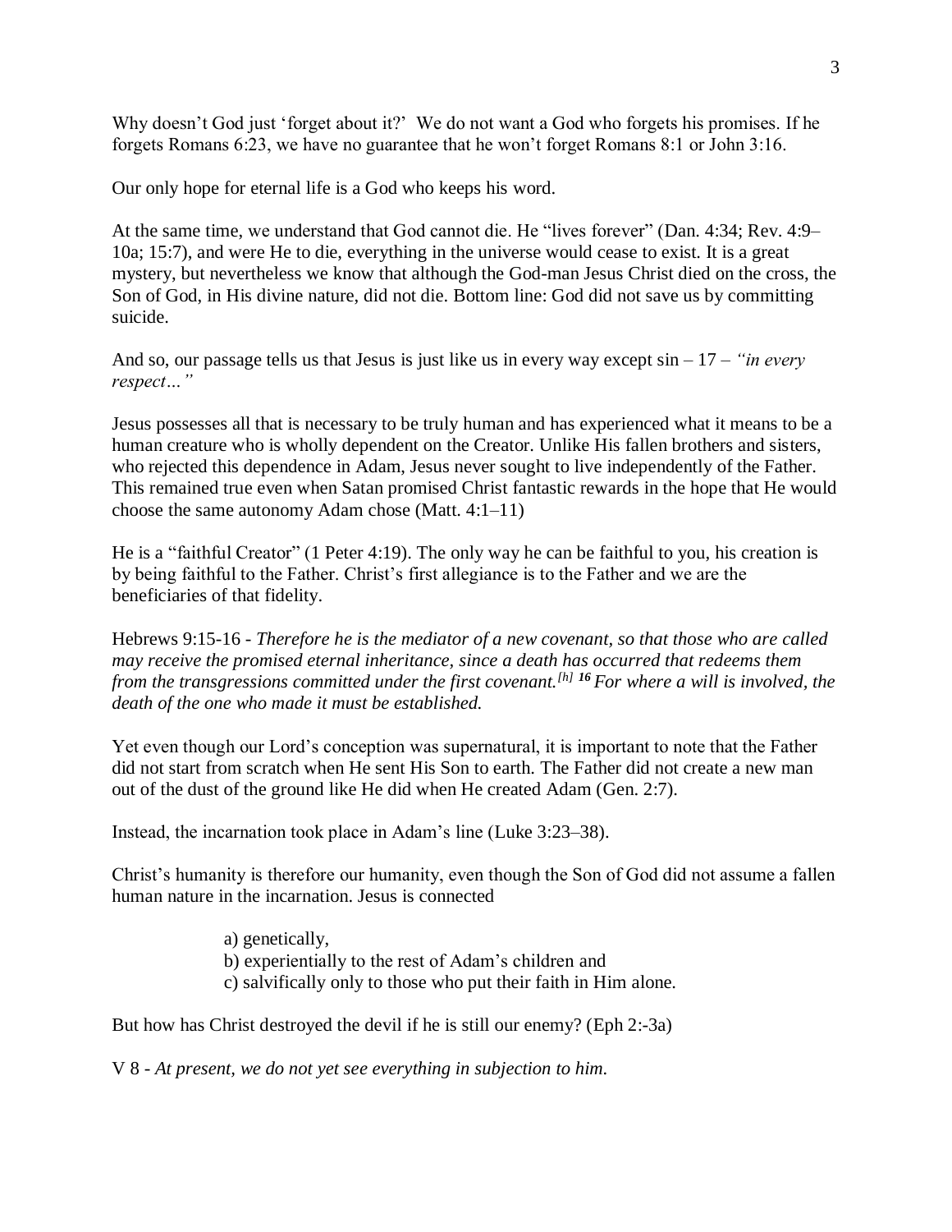Why doesn't God just 'forget about it?' We do not want a God who forgets his promises. If he forgets Romans 6:23, we have no guarantee that he won't forget Romans 8:1 or John 3:16.

Our only hope for eternal life is a God who keeps his word.

At the same time, we understand that God cannot die. He "lives forever" (Dan. 4:34; Rev. 4:9–10a; 15:7), and were He to die, everything in the universe would cease to exist. It is a great mystery, but nevertheless we know that although the God-man Jesus Christ died on the cross, the Son of God, in His divine nature, did not die. Bottom line: God did not save us by committing suicide.

And so, our passage tells us that Jesus is just like us in every way except sin – 17 – *"in every respect…"*

Jesus possesses all that is necessary to be truly human and has experienced what it means to be a human creature who is wholly dependent on the Creator. Unlike His fallen brothers and sisters, who rejected this dependence in Adam, Jesus never sought to live independently of the Father. This remained true even when Satan promised Christ fantastic rewards in the hope that He would choose the same autonomy Adam chose (Matt. 4:1–11)

He is a "faithful Creator" (1 Peter 4:19). The only way he can be faithful to you, his creation is by being faithful to the Father. Christ's first allegiance is to the Father and we are the beneficiaries of that fidelity.

Hebrews 9:15-16 - *Therefore he is the mediator of a new covenant, so that those who are called may receive the promised eternal inheritance, since a death has occurred that redeems them from the transgressions committed under the first covenant.*[h] ***16*** *For where a will is involved, the death of the one who made it must be established.*

Yet even though our Lord's conception was supernatural, it is important to note that the Father did not start from scratch when He sent His Son to earth. The Father did not create a new man out of the dust of the ground like He did when He created Adam (Gen. 2:7).

Instead, the incarnation took place in Adam's line (Luke 3:23–38).

Christ's humanity is therefore our humanity, even though the Son of God did not assume a fallen human nature in the incarnation. Jesus is connected

a) genetically,
b) experientially to the rest of Adam's children and
c) salvifically only to those who put their faith in Him alone.

But how has Christ destroyed the devil if he is still our enemy? (Eph 2:-3a)

V 8 - *At present, we do not yet see everything in subjection to him.*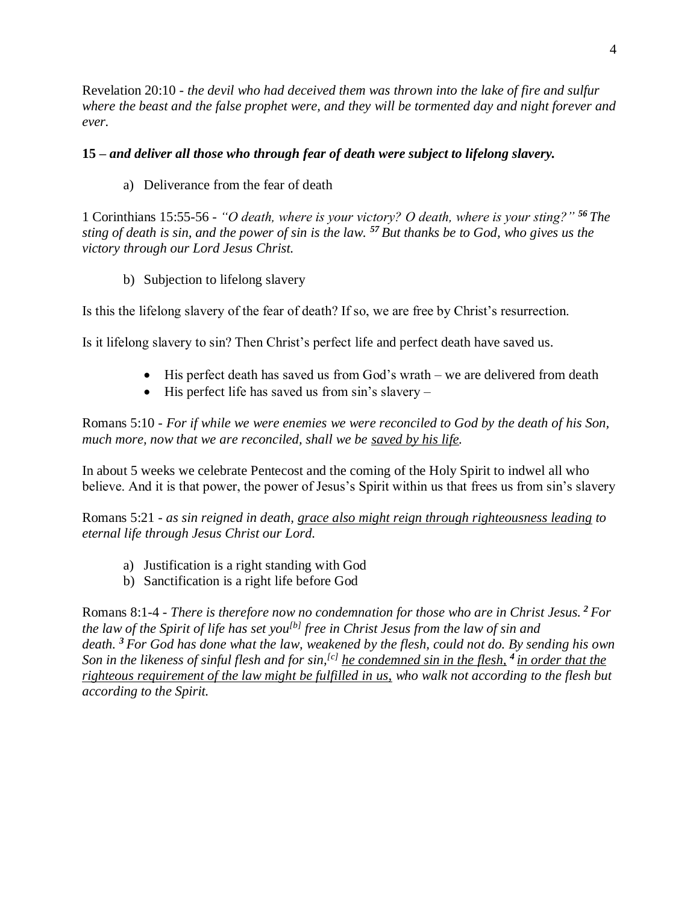Revelation 20:10 - *the devil who had deceived them was thrown into the lake of fire and sulfur where the beast and the false prophet were, and they will be tormented day and night forever and ever.*

**15 – *and deliver all those who through fear of death were subject to lifelong slavery.***

a) Deliverance from the fear of death

1 Corinthians 15:55-56 - *"O death, where is your victory? O death, where is your sting?"* ***56*** *The sting of death is sin, and the power of sin is the law.* ***57*** *But thanks be to God, who gives us the victory through our Lord Jesus Christ.*

b) Subjection to lifelong slavery

Is this the lifelong slavery of the fear of death? If so, we are free by Christ's resurrection.

Is it lifelong slavery to sin? Then Christ's perfect life and perfect death have saved us.

- His perfect death has saved us from God's wrath – we are delivered from death
- His perfect life has saved us from sin's slavery –

Romans 5:10 - *For if while we were enemies we were reconciled to God by the death of his Son, much more, now that we are reconciled, shall we be* <u>*saved by his life*</u>*.*

In about 5 weeks we celebrate Pentecost and the coming of the Holy Spirit to indwel all who believe. And it is that power, the power of Jesus's Spirit within us that frees us from sin's slavery

Romans 5:21 - *as sin reigned in death,* <u>*grace also might reign through righteousness leading*</u> *to eternal life through Jesus Christ our Lord.*

a) Justification is a right standing with God
b) Sanctification is a right life before God

Romans 8:1-4 - *There is therefore now no condemnation for those who are in Christ Jesus.* ***2*** *For the law of the Spirit of life has set you*[b] *free in Christ Jesus from the law of sin and death.* ***3*** *For God has done what the law, weakened by the flesh, could not do. By sending his own Son in the likeness of sinful flesh and for sin,*[c] <u>*he condemned sin in the flesh,*</u> ***4*** <u>*in order that the righteous requirement of the law might be fulfilled in us,*</u> *who walk not according to the flesh but according to the Spirit.*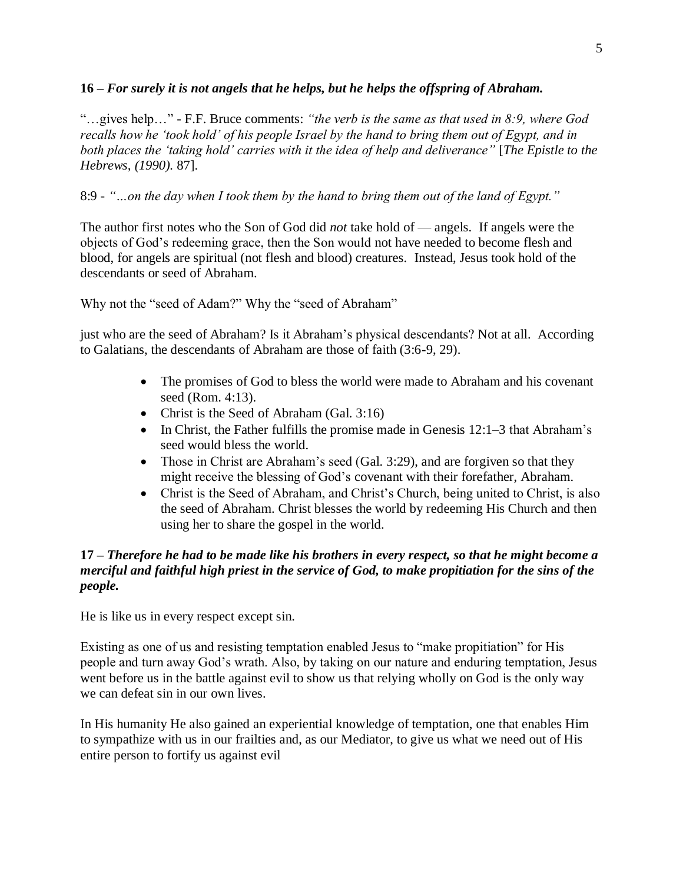**16 – *For surely it is not angels that he helps, but he helps the offspring of Abraham.***

"…gives help…" - F.F. Bruce comments: *"the verb is the same as that used in 8:9, where God recalls how he 'took hold' of his people Israel by the hand to bring them out of Egypt, and in both places the 'taking hold' carries with it the idea of help and deliverance"* [*The Epistle to the Hebrews, (1990).* 87].

8:9 - *"…on the day when I took them by the hand to bring them out of the land of Egypt."*

The author first notes who the Son of God did *not* take hold of — angels. If angels were the objects of God's redeeming grace, then the Son would not have needed to become flesh and blood, for angels are spiritual (not flesh and blood) creatures. Instead, Jesus took hold of the descendants or seed of Abraham.

Why not the "seed of Adam?" Why the "seed of Abraham"

just who are the seed of Abraham? Is it Abraham's physical descendants? Not at all. According to Galatians, the descendants of Abraham are those of faith (3:6-9, 29).

- The promises of God to bless the world were made to Abraham and his covenant seed (Rom. 4:13).
- Christ is the Seed of Abraham (Gal. 3:16)
- In Christ, the Father fulfills the promise made in Genesis 12:1–3 that Abraham's seed would bless the world.
- Those in Christ are Abraham's seed (Gal. 3:29), and are forgiven so that they might receive the blessing of God's covenant with their forefather, Abraham.
- Christ is the Seed of Abraham, and Christ's Church, being united to Christ, is also the seed of Abraham. Christ blesses the world by redeeming His Church and then using her to share the gospel in the world.

**17 – *Therefore he had to be made like his brothers in every respect, so that he might become a merciful and faithful high priest in the service of God, to make propitiation for the sins of the people.***

He is like us in every respect except sin.

Existing as one of us and resisting temptation enabled Jesus to "make propitiation" for His people and turn away God's wrath. Also, by taking on our nature and enduring temptation, Jesus went before us in the battle against evil to show us that relying wholly on God is the only way we can defeat sin in our own lives.

In His humanity He also gained an experiential knowledge of temptation, one that enables Him to sympathize with us in our frailties and, as our Mediator, to give us what we need out of His entire person to fortify us against evil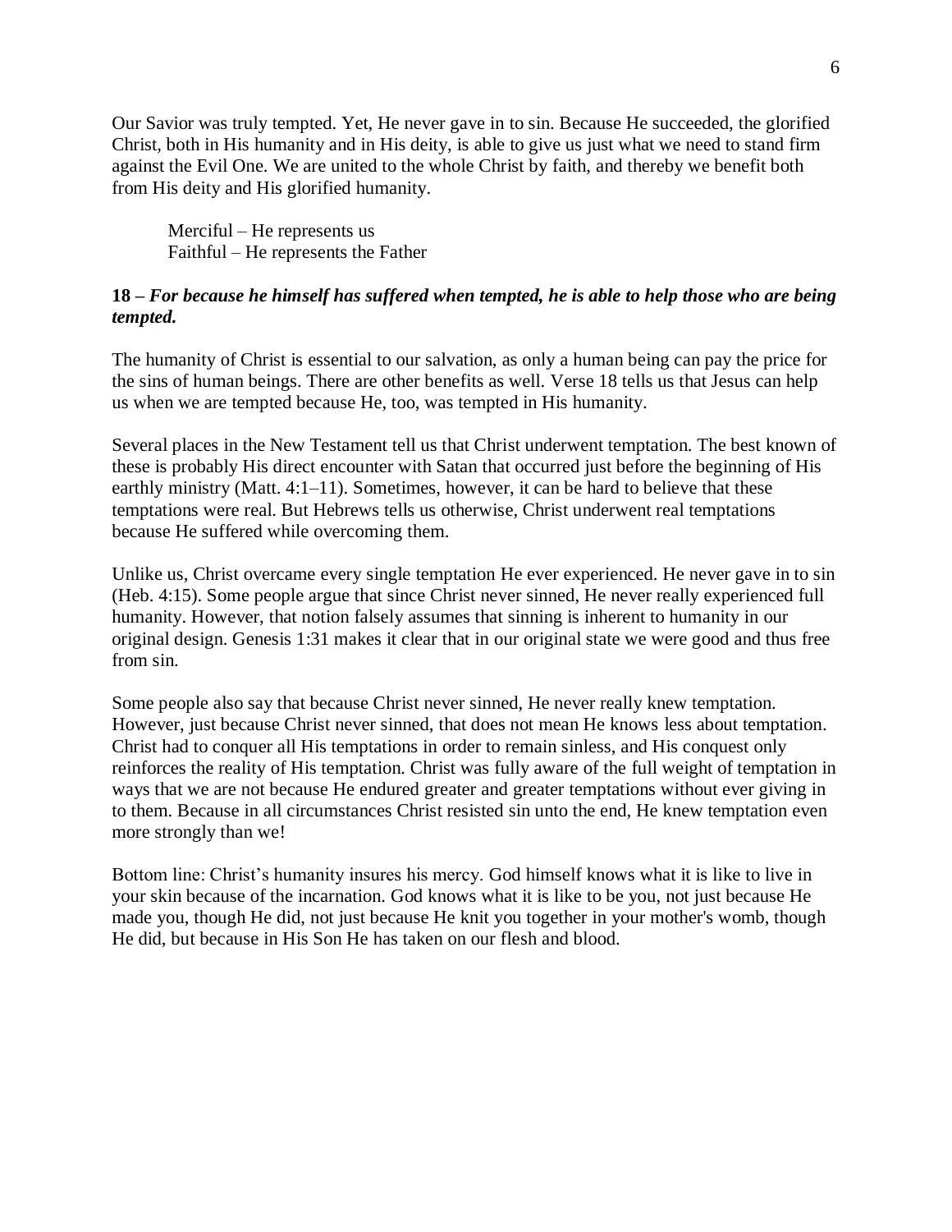Our Savior was truly tempted. Yet, He never gave in to sin. Because He succeeded, the glorified Christ, both in His humanity and in His deity, is able to give us just what we need to stand firm against the Evil One. We are united to the whole Christ by faith, and thereby we benefit both from His deity and His glorified humanity.

> Merciful – He represents us
> Faithful – He represents the Father

**18 –** ***For because he himself has suffered when tempted, he is able to help those who are being tempted.***

The humanity of Christ is essential to our salvation, as only a human being can pay the price for the sins of human beings. There are other benefits as well. Verse 18 tells us that Jesus can help us when we are tempted because He, too, was tempted in His humanity.

Several places in the New Testament tell us that Christ underwent temptation. The best known of these is probably His direct encounter with Satan that occurred just before the beginning of His earthly ministry (Matt. 4:1–11). Sometimes, however, it can be hard to believe that these temptations were real. But Hebrews tells us otherwise, Christ underwent real temptations because He suffered while overcoming them.

Unlike us, Christ overcame every single temptation He ever experienced. He never gave in to sin (Heb. 4:15). Some people argue that since Christ never sinned, He never really experienced full humanity. However, that notion falsely assumes that sinning is inherent to humanity in our original design. Genesis 1:31 makes it clear that in our original state we were good and thus free from sin.

Some people also say that because Christ never sinned, He never really knew temptation. However, just because Christ never sinned, that does not mean He knows less about temptation. Christ had to conquer all His temptations in order to remain sinless, and His conquest only reinforces the reality of His temptation. Christ was fully aware of the full weight of temptation in ways that we are not because He endured greater and greater temptations without ever giving in to them. Because in all circumstances Christ resisted sin unto the end, He knew temptation even more strongly than we!

Bottom line: Christ's humanity insures his mercy. God himself knows what it is like to live in your skin because of the incarnation. God knows what it is like to be you, not just because He made you, though He did, not just because He knit you together in your mother's womb, though He did, but because in His Son He has taken on our flesh and blood.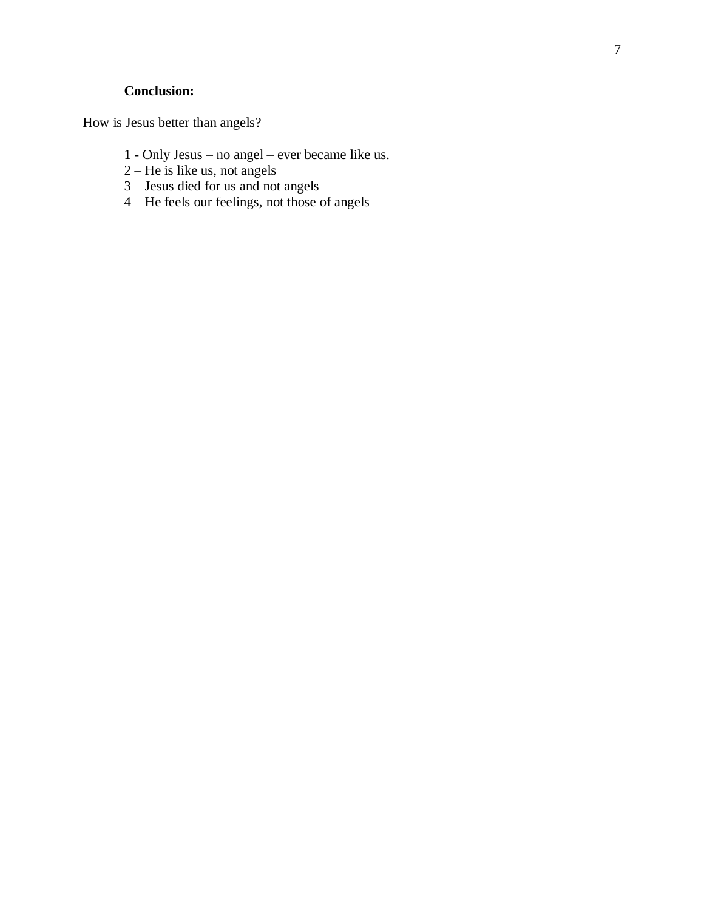**Conclusion:**

How is Jesus better than angels?

1 - Only Jesus – no angel – ever became like us.
2 – He is like us, not angels
3 – Jesus died for us and not angels
4 – He feels our feelings, not those of angels